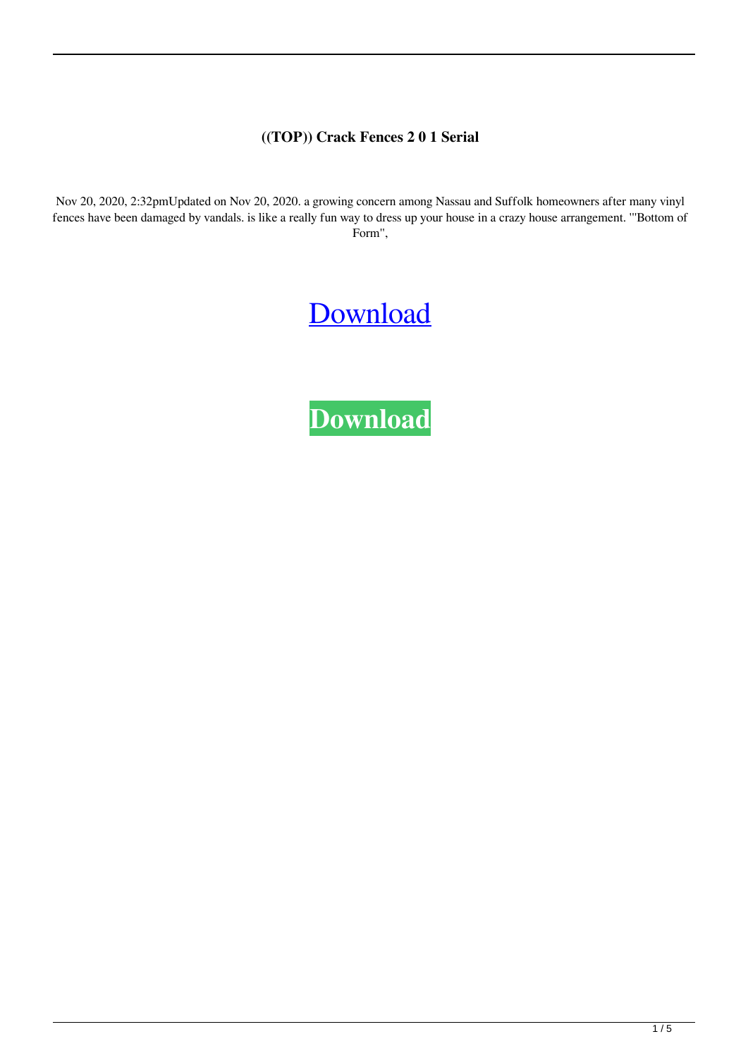**((TOP)) Crack Fences 2 0 1 Serial**

Nov 20, 2020, 2:32pmUpdated on Nov 20, 2020. a growing concern among Nassau and Suffolk homeowners after many vinyl fences have been damaged by vandals. is like a really fun way to dress up your house in a crazy house arrangement. '"Bottom of Form",

Download

**Download**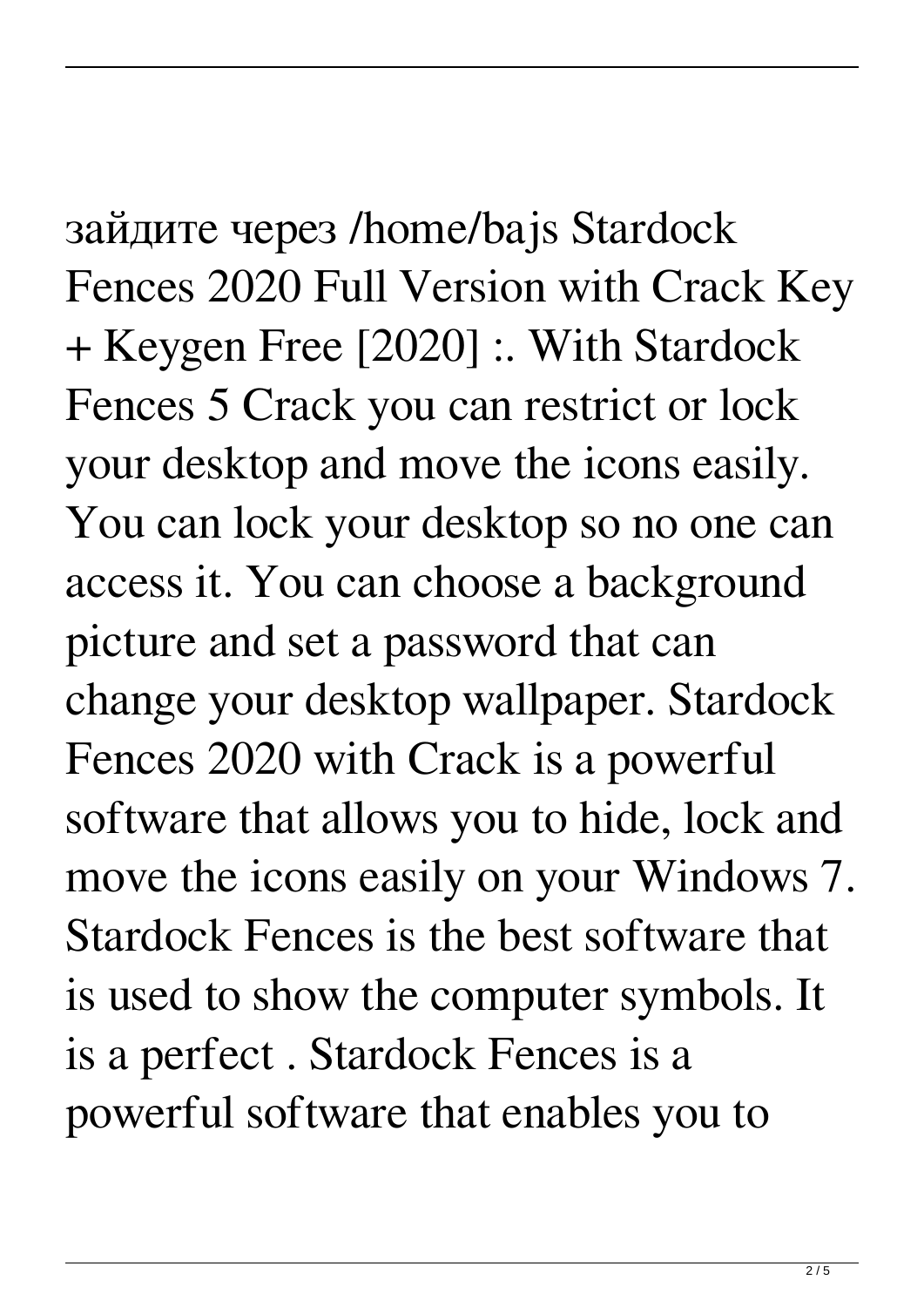зайдите через /home/bajs Stardock Fences 2020 Full Version with Crack Key + Keygen Free [2020] :. With Stardock Fences 5 Crack you can restrict or lock your desktop and move the icons easily. You can lock your desktop so no one can access it. You can choose a background picture and set a password that can change your desktop wallpaper. Stardock Fences 2020 with Crack is a powerful software that allows you to hide, lock and move the icons easily on your Windows 7. Stardock Fences is the best software that is used to show the computer symbols. It is a perfect . Stardock Fences is a powerful software that enables you to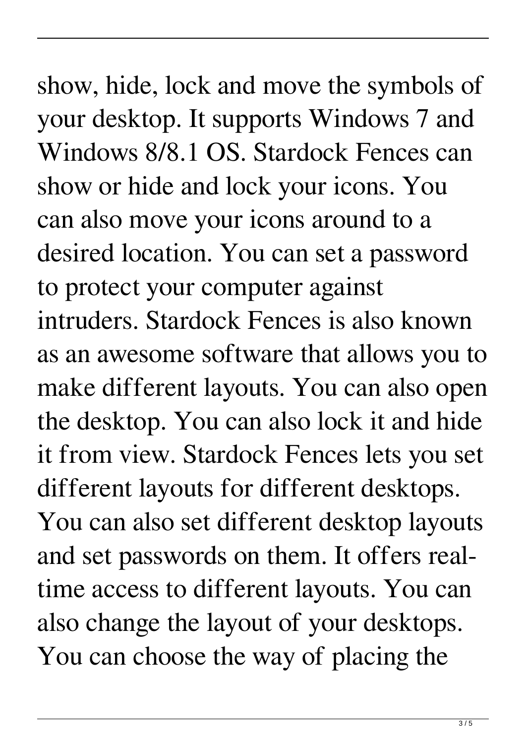show, hide, lock and move the symbols of your desktop. It supports Windows 7 and Windows 8/8.1 OS. Stardock Fences can show or hide and lock your icons. You can also move your icons around to a desired location. You can set a password to protect your computer against intruders. Stardock Fences is also known as an awesome software that allows you to make different layouts. You can also open the desktop. You can also lock it and hide it from view. Stardock Fences lets you set different layouts for different desktops. You can also set different desktop layouts and set passwords on them. It offers real-time access to different layouts. You can also change the layout of your desktops. You can choose the way of placing the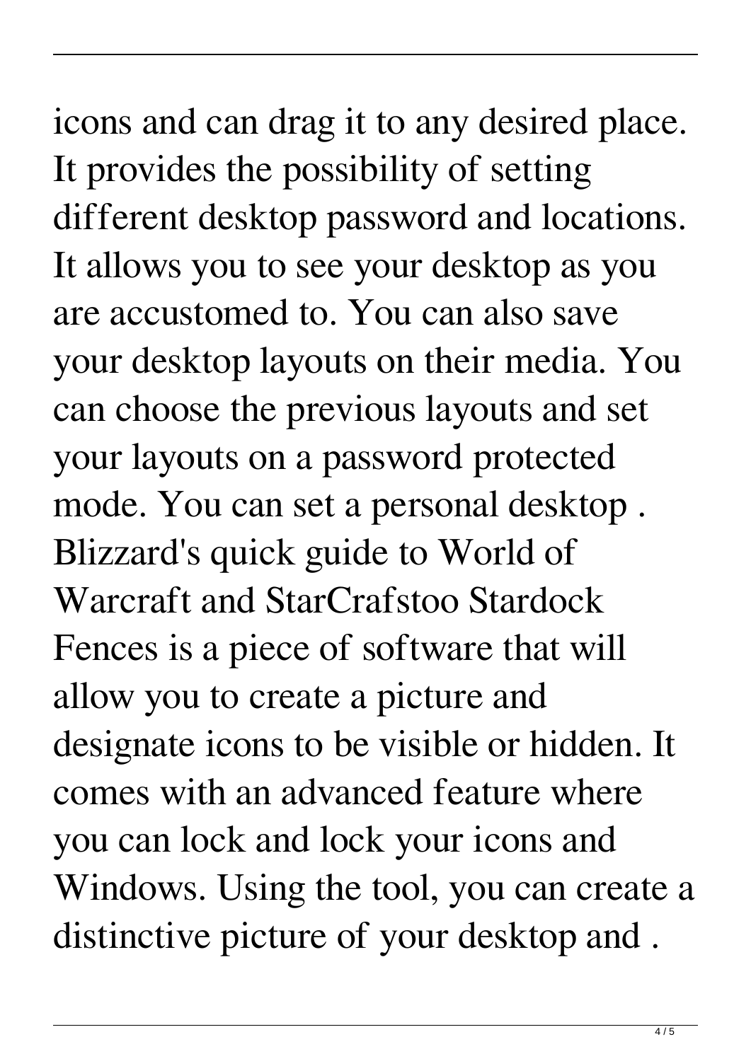icons and can drag it to any desired place. It provides the possibility of setting different desktop password and locations. It allows you to see your desktop as you are accustomed to. You can also save your desktop layouts on their media. You can choose the previous layouts and set your layouts on a password protected mode. You can set a personal desktop . Blizzard's quick guide to World of Warcraft and StarCrafstoo Stardock Fences is a piece of software that will allow you to create a picture and designate icons to be visible or hidden. It comes with an advanced feature where you can lock and lock your icons and Windows. Using the tool, you can create a distinctive picture of your desktop and .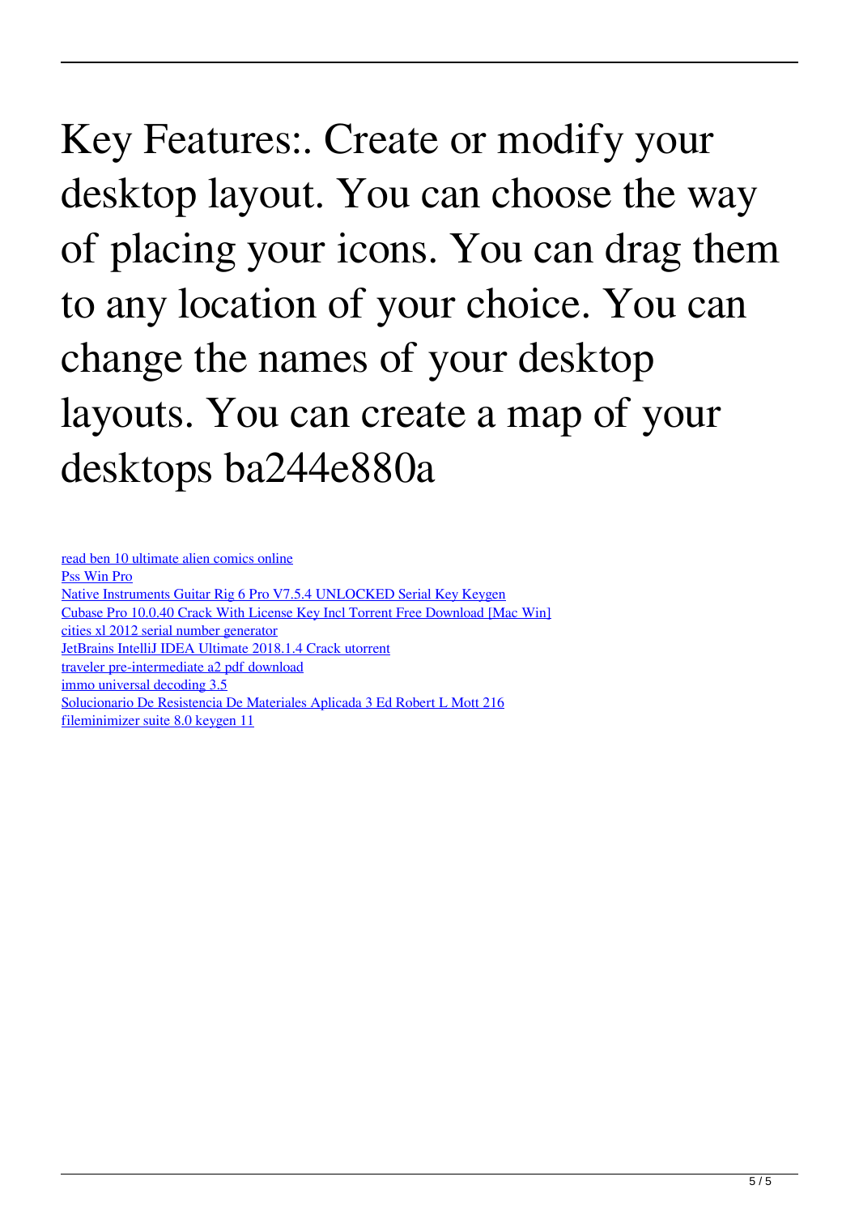Key Features:. Create or modify your desktop layout. You can choose the way of placing your icons. You can drag them to any location of your choice. You can change the names of your desktop layouts. You can create a map of your desktops ba244e880a

read ben 10 ultimate alien comics online
Pss Win Pro
Native Instruments Guitar Rig 6 Pro V7.5.4 UNLOCKED Serial Key Keygen
Cubase Pro 10.0.40 Crack With License Key Incl Torrent Free Download [Mac Win]
cities xl 2012 serial number generator
JetBrains IntelliJ IDEA Ultimate 2018.1.4 Crack utorrent
traveler pre-intermediate a2 pdf download
immo universal decoding 3.5
Solucionario De Resistencia De Materiales Aplicada 3 Ed Robert L Mott 216
fileminimizer suite 8.0 keygen 11